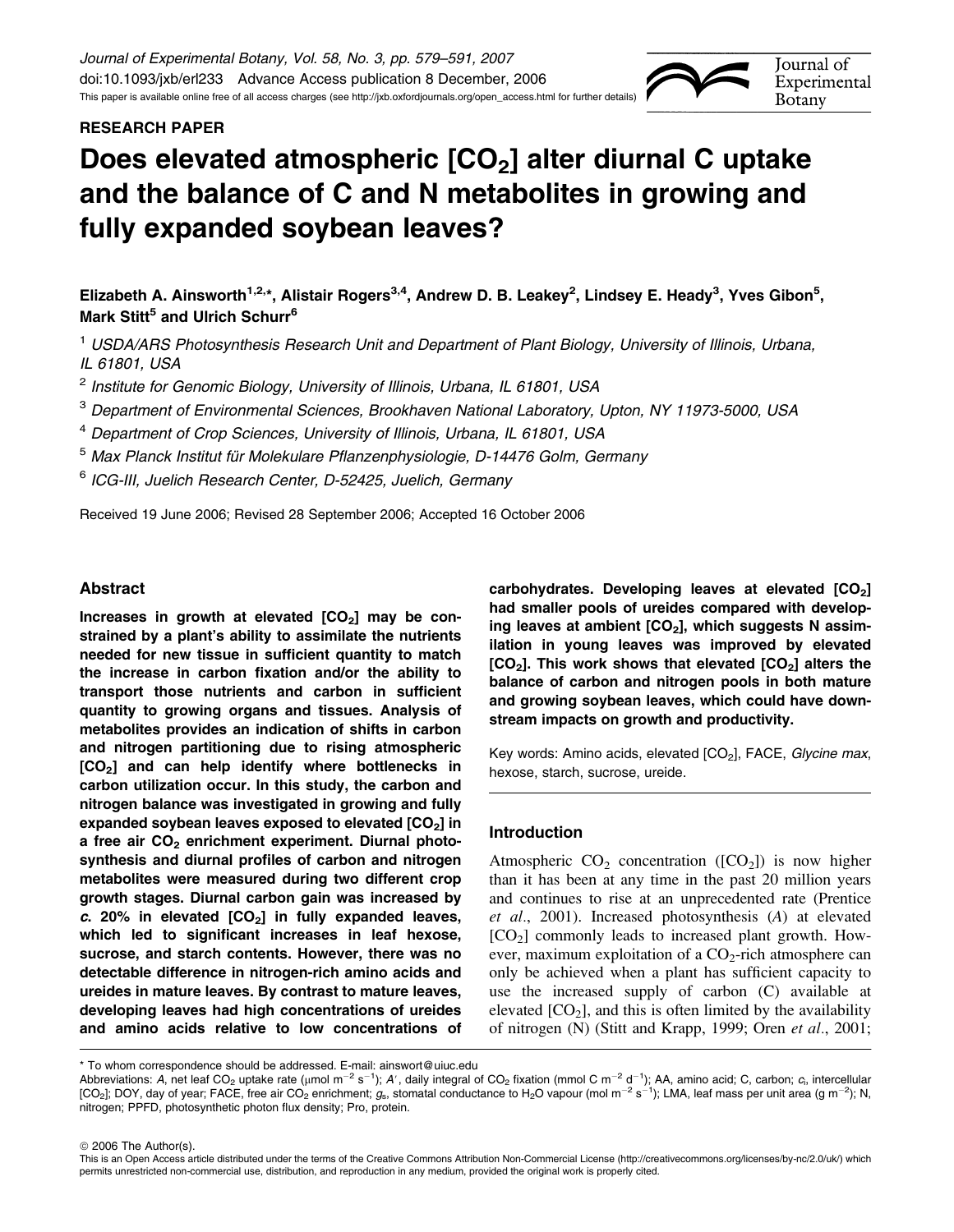RESEARCH PAPER

# Does elevated atmospheric [$CO_2$] alter diurnal C uptake and the balance of C and N metabolites in growing and fully expanded soybean leaves?

Elizabeth A. Ainsworth[1,2,*], Alistair Rogers[3,4], Andrew D. B. Leakey[2], Lindsey E. Heady[3], Yves Gibon[5], Mark Stitt[5] and Ulrich Schurr[6]

[1] USDA/ARS Photosynthesis Research Unit and Department of Plant Biology, University of Illinois, Urbana, IL 61801, USA

[2] Institute for Genomic Biology, University of Illinois, Urbana, IL 61801, USA

[3] Department of Environmental Sciences, Brookhaven National Laboratory, Upton, NY 11973-5000, USA

[4] Department of Crop Sciences, University of Illinois, Urbana, IL 61801, USA

[5] Max Planck Institut für Molekulare Pflanzenphysiologie, D-14476 Golm, Germany

[6] ICG-III, Juelich Research Center, D-52425, Juelich, Germany

Received 19 June 2006; Revised 28 September 2006; Accepted 16 October 2006

## Abstract

**Increases in growth at elevated [$CO_2$] may be constrained by a plant's ability to assimilate the nutrients needed for new tissue in sufficient quantity to match the increase in carbon fixation and/or the ability to transport those nutrients and carbon in sufficient quantity to growing organs and tissues. Analysis of metabolites provides an indication of shifts in carbon and nitrogen partitioning due to rising atmospheric [$CO_2$] and can help identify where bottlenecks in carbon utilization occur. In this study, the carbon and nitrogen balance was investigated in growing and fully expanded soybean leaves exposed to elevated [$CO_2$] in a free air $CO_2$ enrichment experiment. Diurnal photosynthesis and diurnal profiles of carbon and nitrogen metabolites were measured during two different crop growth stages. Diurnal carbon gain was increased by *c.* 20% in elevated [$CO_2$] in fully expanded leaves, which led to significant increases in leaf hexose, sucrose, and starch contents. However, there was no detectable difference in nitrogen-rich amino acids and ureides in mature leaves. By contrast to mature leaves, developing leaves had high concentrations of ureides and amino acids relative to low concentrations of carbohydrates. Developing leaves at elevated [$CO_2$] had smaller pools of ureides compared with developing leaves at ambient [$CO_2$], which suggests N assimilation in young leaves was improved by elevated [$CO_2$]. This work shows that elevated [$CO_2$] alters the balance of carbon and nitrogen pools in both mature and growing soybean leaves, which could have downstream impacts on growth and productivity.**

Key words: Amino acids, elevated [$CO_2$], FACE, *Glycine max*, hexose, starch, sucrose, ureide.

## Introduction

Atmospheric $CO_2$ concentration ([$CO_2$]) is now higher than it has been at any time in the past 20 million years and continues to rise at an unprecedented rate (Prentice *et al.*, 2001). Increased photosynthesis (*A*) at elevated [$CO_2$] commonly leads to increased plant growth. However, maximum exploitation of a $CO_2$-rich atmosphere can only be achieved when a plant has sufficient capacity to use the increased supply of carbon (C) available at elevated [$CO_2$], and this is often limited by the availability of nitrogen (N) (Stitt and Krapp, 1999; Oren *et al.*, 2001;

\* To whom correspondence should be addressed. E-mail: ainswort@uiuc.edu

Abbreviations: *A*, net leaf $CO_2$ uptake rate (μmol $m^{-2}$ $s^{-1}$); *A′*, daily integral of $CO_2$ fixation (mmol C $m^{-2}$ $d^{-1}$); AA, amino acid; C, carbon; $c_i$, intercellular [$CO_2$]; DOY, day of year; FACE, free air $CO_2$ enrichment; $g_s$, stomatal conductance to $H_2O$ vapour (mol $m^{-2}$ $s^{-1}$); LMA, leaf mass per unit area (g $m^{-2}$); N, nitrogen; PPFD, photosynthetic photon flux density; Pro, protein.

© 2006 The Author(s).

This is an Open Access article distributed under the terms of the Creative Commons Attribution Non-Commercial License (http://creativecommons.org/licenses/by-nc/2.0/uk/) which permits unrestricted non-commercial use, distribution, and reproduction in any medium, provided the original work is properly cited.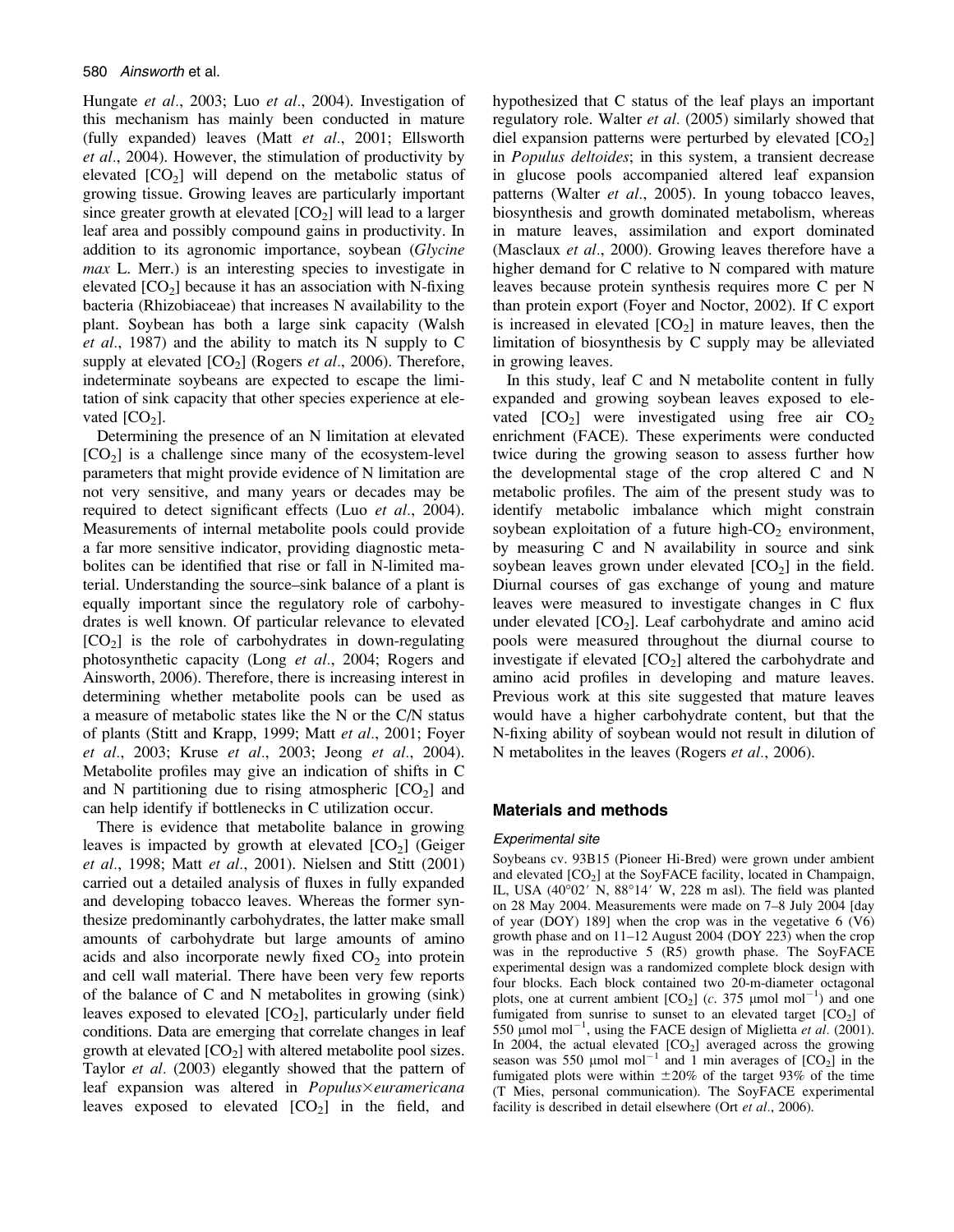Hungate *et al*., 2003; Luo *et al*., 2004). Investigation of this mechanism has mainly been conducted in mature (fully expanded) leaves (Matt *et al*., 2001; Ellsworth *et al*., 2004). However, the stimulation of productivity by elevated [$CO_2$] will depend on the metabolic status of growing tissue. Growing leaves are particularly important since greater growth at elevated [$CO_2$] will lead to a larger leaf area and possibly compound gains in productivity. In addition to its agronomic importance, soybean (*Glycine max* L. Merr.) is an interesting species to investigate in elevated [$CO_2$] because it has an association with N-fixing bacteria (Rhizobiaceae) that increases N availability to the plant. Soybean has both a large sink capacity (Walsh *et al*., 1987) and the ability to match its N supply to C supply at elevated [$CO_2$] (Rogers *et al*., 2006). Therefore, indeterminate soybeans are expected to escape the limitation of sink capacity that other species experience at elevated [$CO_2$].

Determining the presence of an N limitation at elevated [$CO_2$] is a challenge since many of the ecosystem-level parameters that might provide evidence of N limitation are not very sensitive, and many years or decades may be required to detect significant effects (Luo *et al*., 2004). Measurements of internal metabolite pools could provide a far more sensitive indicator, providing diagnostic metabolites can be identified that rise or fall in N-limited material. Understanding the source–sink balance of a plant is equally important since the regulatory role of carbohydrates is well known. Of particular relevance to elevated [$CO_2$] is the role of carbohydrates in down-regulating photosynthetic capacity (Long *et al*., 2004; Rogers and Ainsworth, 2006). Therefore, there is increasing interest in determining whether metabolite pools can be used as a measure of metabolic states like the N or the C/N status of plants (Stitt and Krapp, 1999; Matt *et al*., 2001; Foyer *et al*., 2003; Kruse *et al*., 2003; Jeong *et al*., 2004). Metabolite profiles may give an indication of shifts in C and N partitioning due to rising atmospheric [$CO_2$] and can help identify if bottlenecks in C utilization occur.

There is evidence that metabolite balance in growing leaves is impacted by growth at elevated [$CO_2$] (Geiger *et al*., 1998; Matt *et al*., 2001). Nielsen and Stitt (2001) carried out a detailed analysis of fluxes in fully expanded and developing tobacco leaves. Whereas the former synthesize predominantly carbohydrates, the latter make small amounts of carbohydrate but large amounts of amino acids and also incorporate newly fixed $CO_2$ into protein and cell wall material. There have been very few reports of the balance of C and N metabolites in growing (sink) leaves exposed to elevated [$CO_2$], particularly under field conditions. Data are emerging that correlate changes in leaf growth at elevated [$CO_2$] with altered metabolite pool sizes. Taylor *et al*. (2003) elegantly showed that the pattern of leaf expansion was altered in *Populus*×*euramericana* leaves exposed to elevated [$CO_2$] in the field, and hypothesized that C status of the leaf plays an important regulatory role. Walter *et al*. (2005) similarly showed that diel expansion patterns were perturbed by elevated [$CO_2$] in *Populus deltoides*; in this system, a transient decrease in glucose pools accompanied altered leaf expansion patterns (Walter *et al*., 2005). In young tobacco leaves, biosynthesis and growth dominated metabolism, whereas in mature leaves, assimilation and export dominated (Masclaux *et al*., 2000). Growing leaves therefore have a higher demand for C relative to N compared with mature leaves because protein synthesis requires more C per N than protein export (Foyer and Noctor, 2002). If C export is increased in elevated [$CO_2$] in mature leaves, then the limitation of biosynthesis by C supply may be alleviated in growing leaves.

In this study, leaf C and N metabolite content in fully expanded and growing soybean leaves exposed to elevated [$CO_2$] were investigated using free air $CO_2$ enrichment (FACE). These experiments were conducted twice during the growing season to assess further how the developmental stage of the crop altered C and N metabolic profiles. The aim of the present study was to identify metabolic imbalance which might constrain soybean exploitation of a future high-$CO_2$ environment, by measuring C and N availability in source and sink soybean leaves grown under elevated [$CO_2$] in the field. Diurnal courses of gas exchange of young and mature leaves were measured to investigate changes in C flux under elevated [$CO_2$]. Leaf carbohydrate and amino acid pools were measured throughout the diurnal course to investigate if elevated [$CO_2$] altered the carbohydrate and amino acid profiles in developing and mature leaves. Previous work at this site suggested that mature leaves would have a higher carbohydrate content, but that the N-fixing ability of soybean would not result in dilution of N metabolites in the leaves (Rogers *et al*., 2006).

## Materials and methods

### Experimental site

Soybeans cv. 93B15 (Pioneer Hi-Bred) were grown under ambient and elevated [$CO_2$] at the SoyFACE facility, located in Champaign, IL, USA (40°02′ N, 88°14′ W, 228 m asl). The field was planted on 28 May 2004. Measurements were made on 7–8 July 2004 [day of year (DOY) 189] when the crop was in the vegetative 6 (V6) growth phase and on 11–12 August 2004 (DOY 223) when the crop was in the reproductive 5 (R5) growth phase. The SoyFACE experimental design was a randomized complete block design with four blocks. Each block contained two 20-m-diameter octagonal plots, one at current ambient [$CO_2$] (*c*. 375 μmol mol$^{-1}$) and one fumigated from sunrise to sunset to an elevated target [$CO_2$] of 550 μmol mol$^{-1}$, using the FACE design of Miglietta *et al*. (2001). In 2004, the actual elevated [$CO_2$] averaged across the growing season was 550 μmol mol$^{-1}$ and 1 min averages of [$CO_2$] in the fumigated plots were within ±20% of the target 93% of the time (T Mies, personal communication). The SoyFACE experimental facility is described in detail elsewhere (Ort *et al*., 2006).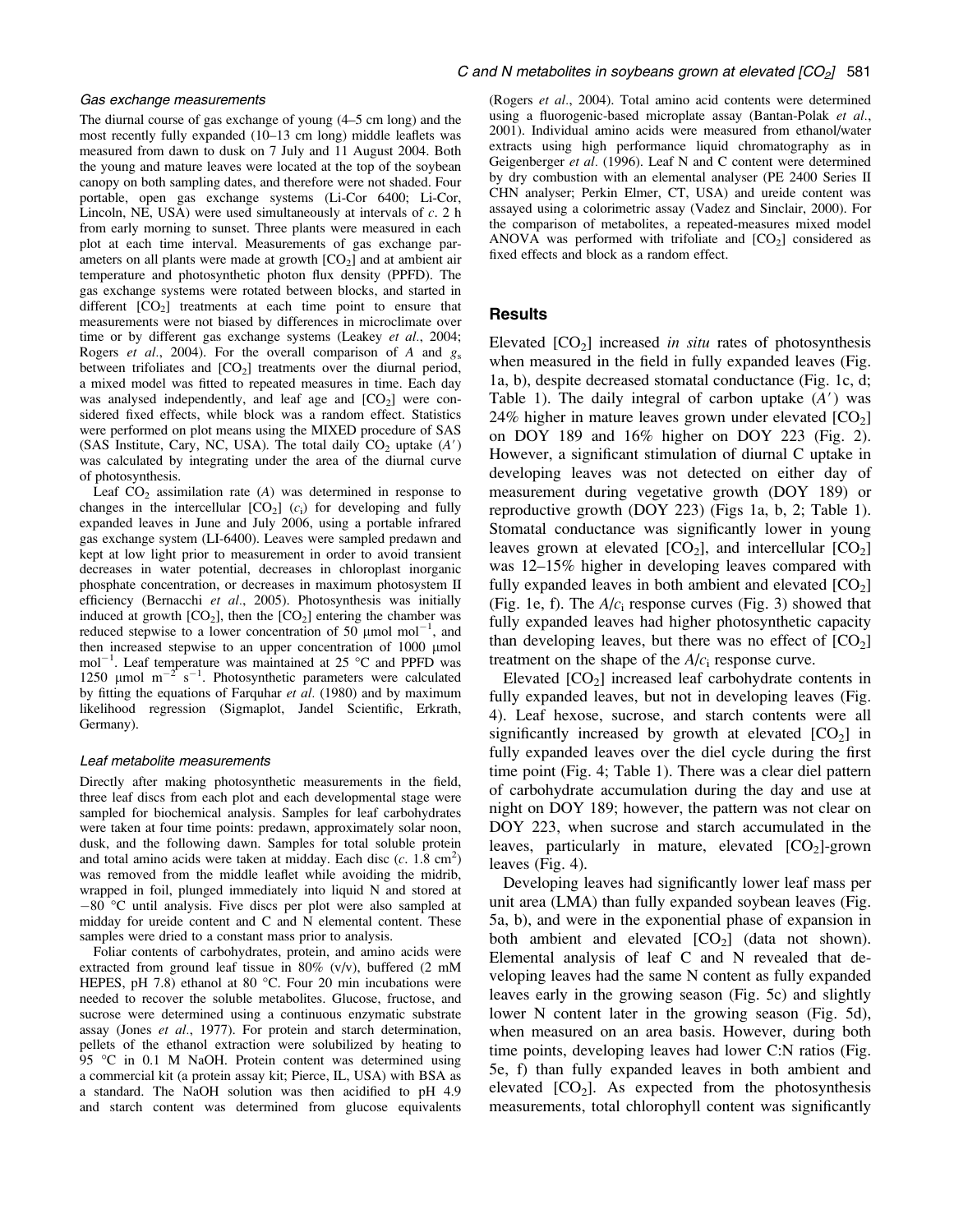### Gas exchange measurements

The diurnal course of gas exchange of young (4–5 cm long) and the most recently fully expanded (10–13 cm long) middle leaflets was measured from dawn to dusk on 7 July and 11 August 2004. Both the young and mature leaves were located at the top of the soybean canopy on both sampling dates, and therefore were not shaded. Four portable, open gas exchange systems (Li-Cor 6400; Li-Cor, Lincoln, NE, USA) were used simultaneously at intervals of *c.* 2 h from early morning to sunset. Three plants were measured in each plot at each time interval. Measurements of gas exchange parameters on all plants were made at growth [$CO_2$] and at ambient air temperature and photosynthetic photon flux density (PPFD). The gas exchange systems were rotated between blocks, and started in different [$CO_2$] treatments at each time point to ensure that measurements were not biased by differences in microclimate over time or by different gas exchange systems (Leakey *et al.*, 2004; Rogers *et al.*, 2004). For the overall comparison of $A$ and $g_s$ between trifoliates and [$CO_2$] treatments over the diurnal period, a mixed model was fitted to repeated measures in time. Each day was analysed independently, and leaf age and [$CO_2$] were considered fixed effects, while block was a random effect. Statistics were performed on plot means using the MIXED procedure of SAS (SAS Institute, Cary, NC, USA). The total daily $CO_2$ uptake ($A'$) was calculated by integrating under the area of the diurnal curve of photosynthesis.

Leaf $CO_2$ assimilation rate ($A$) was determined in response to changes in the intercellular [$CO_2$] ($c_i$) for developing and fully expanded leaves in June and July 2006, using a portable infrared gas exchange system (LI-6400). Leaves were sampled predawn and kept at low light prior to measurement in order to avoid transient decreases in water potential, decreases in chloroplast inorganic phosphate concentration, or decreases in maximum photosystem II efficiency (Bernacchi *et al.*, 2005). Photosynthesis was initially induced at growth [$CO_2$], then the [$CO_2$] entering the chamber was reduced stepwise to a lower concentration of 50 μmol $mol^{-1}$, and then increased stepwise to an upper concentration of 1000 μmol $mol^{-1}$. Leaf temperature was maintained at 25 °C and PPFD was 1250 μmol $m^{-2}$ $s^{-1}$. Photosynthetic parameters were calculated by fitting the equations of Farquhar *et al.* (1980) and by maximum likelihood regression (Sigmaplot, Jandel Scientific, Erkrath, Germany).

### Leaf metabolite measurements

Directly after making photosynthetic measurements in the field, three leaf discs from each plot and each developmental stage were sampled for biochemical analysis. Samples for leaf carbohydrates were taken at four time points: predawn, approximately solar noon, dusk, and the following dawn. Samples for total soluble protein and total amino acids were taken at midday. Each disc (*c.* 1.8 $cm^2$) was removed from the middle leaflet while avoiding the midrib, wrapped in foil, plunged immediately into liquid N and stored at −80 °C until analysis. Five discs per plot were also sampled at midday for ureide content and C and N elemental content. These samples were dried to a constant mass prior to analysis.

Foliar contents of carbohydrates, protein, and amino acids were extracted from ground leaf tissue in 80% (v/v), buffered (2 mM HEPES, pH 7.8) ethanol at 80 °C. Four 20 min incubations were needed to recover the soluble metabolites. Glucose, fructose, and sucrose were determined using a continuous enzymatic substrate assay (Jones *et al.*, 1977). For protein and starch determination, pellets of the ethanol extraction were solubilized by heating to 95 °C in 0.1 M NaOH. Protein content was determined using a commercial kit (a protein assay kit; Pierce, IL, USA) with BSA as a standard. The NaOH solution was then acidified to pH 4.9 and starch content was determined from glucose equivalents (Rogers *et al.*, 2004). Total amino acid contents were determined using a fluorogenic-based microplate assay (Bantan-Polak *et al.*, 2001). Individual amino acids were measured from ethanol/water extracts using high performance liquid chromatography as in Geigenberger *et al.* (1996). Leaf N and C content were determined by dry combustion with an elemental analyser (PE 2400 Series II CHN analyser; Perkin Elmer, CT, USA) and ureide content was assayed using a colorimetric assay (Vadez and Sinclair, 2000). For the comparison of metabolites, a repeated-measures mixed model ANOVA was performed with trifoliate and [$CO_2$] considered as fixed effects and block as a random effect.

## Results

Elevated [$CO_2$] increased *in situ* rates of photosynthesis when measured in the field in fully expanded leaves (Fig. 1a, b), despite decreased stomatal conductance (Fig. 1c, d; Table 1). The daily integral of carbon uptake ($A'$) was 24% higher in mature leaves grown under elevated [$CO_2$] on DOY 189 and 16% higher on DOY 223 (Fig. 2). However, a significant stimulation of diurnal C uptake in developing leaves was not detected on either day of measurement during vegetative growth (DOY 189) or reproductive growth (DOY 223) (Figs 1a, b, 2; Table 1). Stomatal conductance was significantly lower in young leaves grown at elevated [$CO_2$], and intercellular [$CO_2$] was 12–15% higher in developing leaves compared with fully expanded leaves in both ambient and elevated [$CO_2$] (Fig. 1e, f). The $A/c_i$ response curves (Fig. 3) showed that fully expanded leaves had higher photosynthetic capacity than developing leaves, but there was no effect of [$CO_2$] treatment on the shape of the $A/c_i$ response curve.

Elevated [$CO_2$] increased leaf carbohydrate contents in fully expanded leaves, but not in developing leaves (Fig. 4). Leaf hexose, sucrose, and starch contents were all significantly increased by growth at elevated [$CO_2$] in fully expanded leaves over the diel cycle during the first time point (Fig. 4; Table 1). There was a clear diel pattern of carbohydrate accumulation during the day and use at night on DOY 189; however, the pattern was not clear on DOY 223, when sucrose and starch accumulated in the leaves, particularly in mature, elevated [$CO_2$]-grown leaves (Fig. 4).

Developing leaves had significantly lower leaf mass per unit area (LMA) than fully expanded soybean leaves (Fig. 5a, b), and were in the exponential phase of expansion in both ambient and elevated [$CO_2$] (data not shown). Elemental analysis of leaf C and N revealed that developing leaves had the same N content as fully expanded leaves early in the growing season (Fig. 5c) and slightly lower N content later in the growing season (Fig. 5d), when measured on an area basis. However, during both time points, developing leaves had lower C:N ratios (Fig. 5e, f) than fully expanded leaves in both ambient and elevated [$CO_2$]. As expected from the photosynthesis measurements, total chlorophyll content was significantly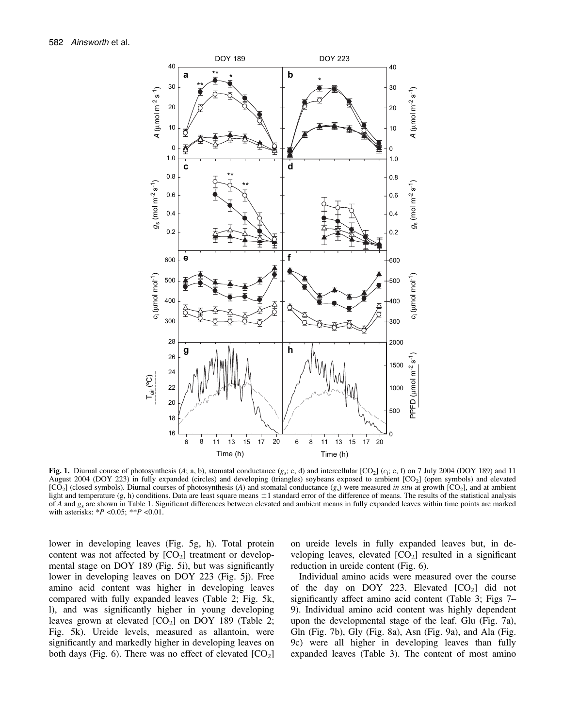**Fig. 1.** Diurnal course of photosynthesis ($A$; a, b), stomatal conductance ($g_s$; c, d) and intercellular [$CO_2$] ($c_i$; e, f) on 7 July 2004 (DOY 189) and 11 August 2004 (DOY 223) in fully expanded (circles) and developing (triangles) soybeans exposed to ambient [$CO_2$] (open symbols) and elevated [$CO_2$] (closed symbols). Diurnal courses of photosynthesis ($A$) and stomatal conductance ($g_s$) were measured *in situ* at growth [$CO_2$], and at ambient light and temperature (g, h) conditions. Data are least square means ±1 standard error of the difference of means. The results of the statistical analysis of $A$ and $g_s$ are shown in Table 1. Significant differences between elevated and ambient means in fully expanded leaves within time points are marked with asterisks: *$P$ <0.05; **$P$ <0.01.

lower in developing leaves (Fig. 5g, h). Total protein content was not affected by [$CO_2$] treatment or developmental stage on DOY 189 (Fig. 5i), but was significantly lower in developing leaves on DOY 223 (Fig. 5j). Free amino acid content was higher in developing leaves compared with fully expanded leaves (Table 2; Fig. 5k, l), and was significantly higher in young developing leaves grown at elevated [$CO_2$] on DOY 189 (Table 2; Fig. 5k). Ureide levels, measured as allantoin, were significantly and markedly higher in developing leaves on both days (Fig. 6). There was no effect of elevated [$CO_2$] on ureide levels in fully expanded leaves but, in developing leaves, elevated [$CO_2$] resulted in a significant reduction in ureide content (Fig. 6).

Individual amino acids were measured over the course of the day on DOY 223. Elevated [$CO_2$] did not significantly affect amino acid content (Table 3; Figs 7–9). Individual amino acid content was highly dependent upon the developmental stage of the leaf. Glu (Fig. 7a), Gln (Fig. 7b), Gly (Fig. 8a), Asn (Fig. 9a), and Ala (Fig. 9c) were all higher in developing leaves than fully expanded leaves (Table 3). The content of most amino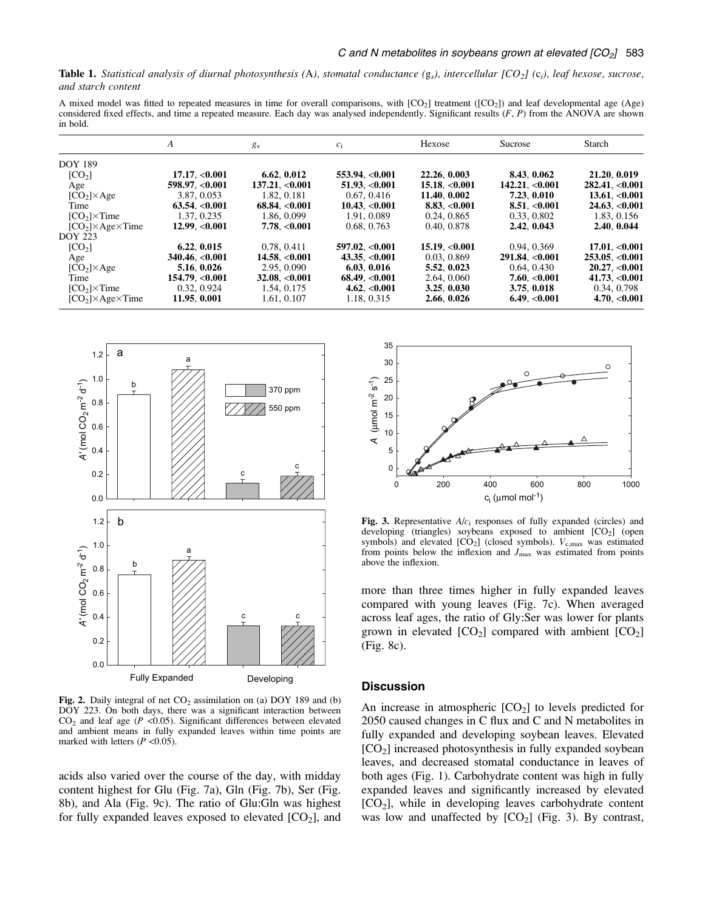**Table 1.** *Statistical analysis of diurnal photosynthesis (*A*), stomatal conductance (*$g_s$*), intercellular [*$CO_2$*] (*$c_i$*), leaf hexose, sucrose, and starch content*

A mixed model was fitted to repeated measures in time for overall comparisons, with [$CO_2$] treatment ([$CO_2$]) and leaf developmental age (Age) considered fixed effects, and time a repeated measure. Each day was analysed independently. Significant results ($F$, $P$) from the ANOVA are shown in bold.

| | $A$ | $g_s$ | $c_i$ | Hexose | Sucrose | Starch |
|---|---|---|---|---|---|---|
| DOY 189 | | | | | | |
| [$CO_2$] | **17.17, <0.001** | **6.62, 0.012** | **553.94, <0.001** | **22.26, 0.003** | **8.43, 0.062** | **21.20, 0.019** |
| Age | **598.97, <0.001** | **137.21, <0.001** | **51.93, <0.001** | **15.18, <0.001** | **142.21, <0.001** | **282.41, <0.001** |
| [$CO_2$]×Age | 3.87, 0.053 | 1.82, 0.181 | 0.67, 0.416 | **11.40, 0.002** | **7.23, 0.010** | **13.61, <0.001** |
| Time | **63.54, <0.001** | **68.84, <0.001** | **10.43, <0.001** | **8.83, <0.001** | **8.51, <0.001** | **24.63, <0.001** |
| [$CO_2$]×Time | 1.37, 0.235 | 1.86, 0.099 | 1.91, 0.089 | 0.24, 0.865 | 0.33, 0.802 | 1.83, 0.156 |
| [$CO_2$]×Age×Time | **12.99, <0.001** | **7.78, <0.001** | 0.68, 0.763 | 0.40, 0.878 | **2.42, 0.043** | **2.40, 0.044** |
| DOY 223 | | | | | | |
| [$CO_2$] | **6.22, 0.015** | 0.78, 0.411 | **597.02, <0.001** | **15.19, <0.001** | 0.94, 0.369 | **17.01, <0.001** |
| Age | **340.46, <0.001** | **14.58, <0.001** | **43.35, <0.001** | 0.03, 0.869 | **291.84, <0.001** | **253.05, <0.001** |
| [$CO_2$]×Age | **5.16, 0.026** | 2.95, 0.090 | **6.03, 0.016** | **5.52, 0.023** | 0.64, 0.430 | **20.27, <0.001** |
| Time | **154.79, <0.001** | **32.08, <0.001** | **68.49, <0.001** | 2.64, 0.060 | **7.60, <0.001** | **41.73, <0.001** |
| [$CO_2$]×Time | 0.32, 0.924 | 1.54, 0.175 | **4.62, <0.001** | **3.25, 0.030** | **3.75, 0.018** | 0.34, 0.798 |
| [$CO_2$]×Age×Time | **11.95, 0.001** | 1.61, 0.107 | 1.18, 0.315 | **2.66, 0.026** | **6.49, <0.001** | **4.70, <0.001** |

**Fig. 2.** Daily integral of net $CO_2$ assimilation on (a) DOY 189 and (b) DOY 223. On both days, there was a significant interaction between $CO_2$ and leaf age ($P$ <0.05). Significant differences between elevated and ambient means in fully expanded leaves within time points are marked with letters ($P$ <0.05).

**Fig. 3.** Representative $A/c_i$ responses of fully expanded (circles) and developing (triangles) soybeans exposed to ambient [$CO_2$] (open symbols) and elevated [$CO_2$] (closed symbols). $V_{c,max}$ was estimated from points below the inflexion and $J_{max}$ was estimated from points above the inflexion.

acids also varied over the course of the day, with midday content highest for Glu (Fig. 7a), Gln (Fig. 7b), Ser (Fig. 8b), and Ala (Fig. 9c). The ratio of Glu:Gln was highest for fully expanded leaves exposed to elevated [$CO_2$], and more than three times higher in fully expanded leaves compared with young leaves (Fig. 7c). When averaged across leaf ages, the ratio of Gly:Ser was lower for plants grown in elevated [$CO_2$] compared with ambient [$CO_2$] (Fig. 8c).

## Discussion

An increase in atmospheric [$CO_2$] to levels predicted for 2050 caused changes in C flux and C and N metabolites in fully expanded and developing soybean leaves. Elevated [$CO_2$] increased photosynthesis in fully expanded soybean leaves, and decreased stomatal conductance in leaves of both ages (Fig. 1). Carbohydrate content was high in fully expanded leaves and significantly increased by elevated [$CO_2$], while in developing leaves carbohydrate content was low and unaffected by [$CO_2$] (Fig. 3). By contrast,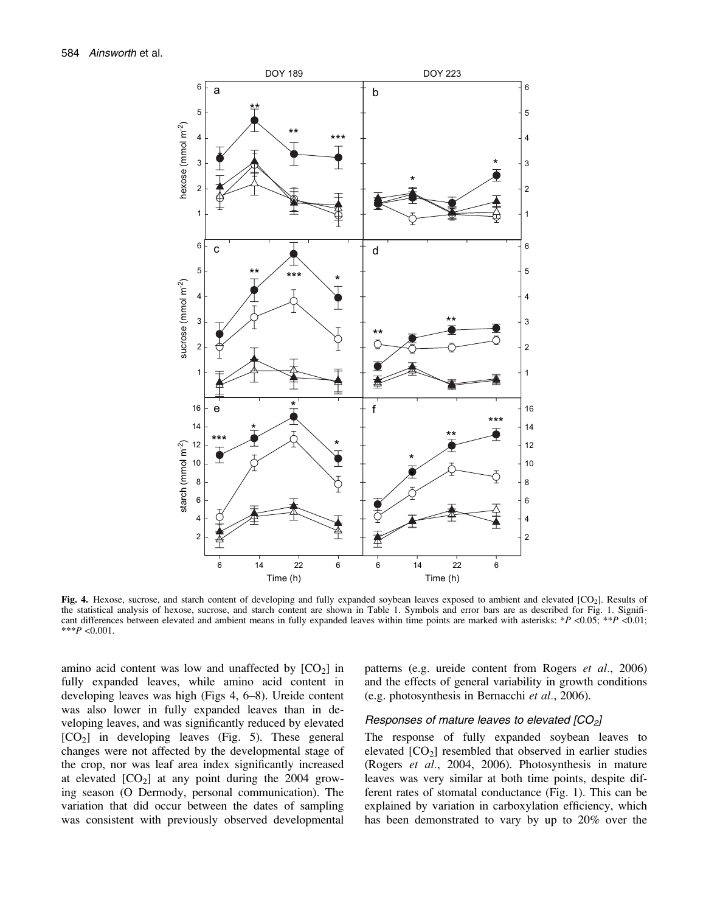**Fig. 4.** Hexose, sucrose, and starch content of developing and fully expanded soybean leaves exposed to ambient and elevated [$CO_2$]. Results of the statistical analysis of hexose, sucrose, and starch content are shown in Table 1. Symbols and error bars are as described for Fig. 1. Significant differences between elevated and ambient means in fully expanded leaves within time points are marked with asterisks: *$P$ <0.05; **$P$ <0.01; ***$P$ <0.001.

amino acid content was low and unaffected by [$CO_2$] in fully expanded leaves, while amino acid content in developing leaves was high (Figs 4, 6–8). Ureide content was also lower in fully expanded leaves than in developing leaves, and was significantly reduced by elevated [$CO_2$] in developing leaves (Fig. 5). These general changes were not affected by the developmental stage of the crop, nor was leaf area index significantly increased at elevated [$CO_2$] at any point during the 2004 growing season (O Dermody, personal communication). The variation that did occur between the dates of sampling was consistent with previously observed developmental patterns (e.g. ureide content from Rogers *et al*., 2006) and the effects of general variability in growth conditions (e.g. photosynthesis in Bernacchi *et al*., 2006).

### *Responses of mature leaves to elevated [$CO_2$]*

The response of fully expanded soybean leaves to elevated [$CO_2$] resembled that observed in earlier studies (Rogers *et al*., 2004, 2006). Photosynthesis in mature leaves was very similar at both time points, despite different rates of stomatal conductance (Fig. 1). This can be explained by variation in carboxylation efficiency, which has been demonstrated to vary by up to 20% over the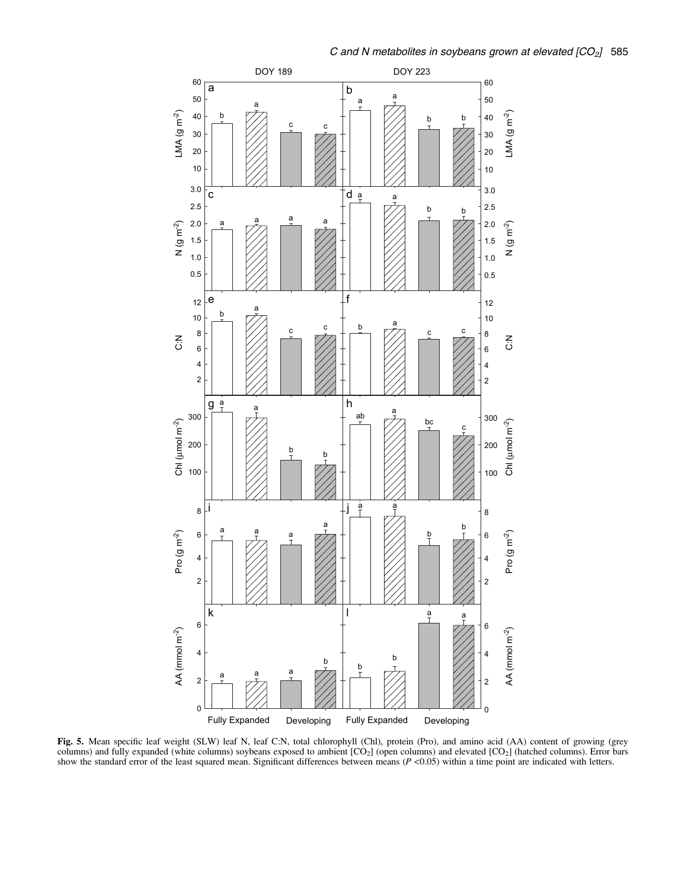**Fig. 5.** Mean specific leaf weight (SLW) leaf N, leaf C:N, total chlorophyll (Chl), protein (Pro), and amino acid (AA) content of growing (grey columns) and fully expanded (white columns) soybeans exposed to ambient [$CO_2$] (open columns) and elevated [$CO_2$] (hatched columns). Error bars show the standard error of the least squared mean. Significant differences between means ($P$ <0.05) within a time point are indicated with letters.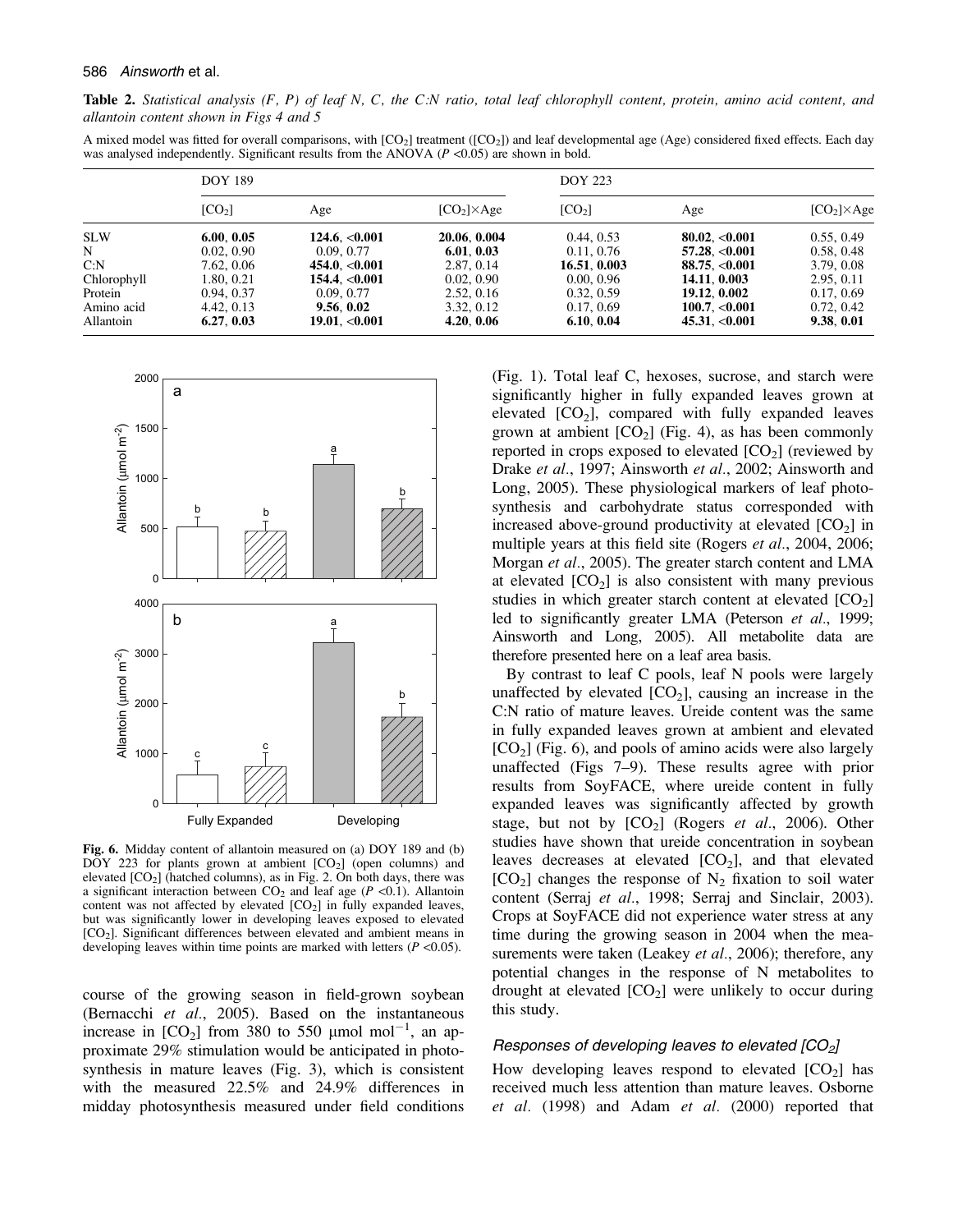**Table 2.** *Statistical analysis (F, P) of leaf N, C, the C:N ratio, total leaf chlorophyll content, protein, amino acid content, and allantoin content shown in Figs 4 and 5*

A mixed model was fitted for overall comparisons, with $[CO_2]$ treatment ($[CO_2]$) and leaf developmental age (Age) considered fixed effects. Each day was analysed independently. Significant results from the ANOVA ($P$ <0.05) are shown in bold.

| | DOY 189 | | | DOY 223 | | |
|---|---|---|---|---|---|---|
| | $[CO_2]$ | Age | $[CO_2]$×Age | $[CO_2]$ | Age | $[CO_2]$×Age |
| SLW | **6.00, 0.05** | **124.6, <0.001** | **20.06, 0.004** | 0.44, 0.53 | **80.02, <0.001** | 0.55, 0.49 |
| N | 0.02, 0.90 | 0.09, 0.77 | **6.01, 0.03** | 0.11, 0.76 | **57.28, <0.001** | 0.58, 0.48 |
| C:N | 7.62, 0.06 | **454.0, <0.001** | 2.87, 0.14 | **16.51, 0.003** | **88.75, <0.001** | 3.79, 0.08 |
| Chlorophyll | 1.80, 0.21 | **154.4, <0.001** | 0.02, 0.90 | 0.00, 0.96 | **14.11, 0.003** | 2.95, 0.11 |
| Protein | 0.94, 0.37 | 0.09, 0.77 | 2.52, 0.16 | 0.32, 0.59 | **19.12, 0.002** | 0.17, 0.69 |
| Amino acid | 4.42, 0.13 | **9.56, 0.02** | 3.32, 0.12 | 0.17, 0.69 | **100.7, <0.001** | 0.72, 0.42 |
| Allantoin | **6.27, 0.03** | **19.01, <0.001** | **4.20, 0.06** | **6.10, 0.04** | **45.31, <0.001** | **9.38, 0.01** |

**Fig. 6.** Midday content of allantoin measured on (a) DOY 189 and (b) DOY 223 for plants grown at ambient $[CO_2]$ (open columns) and elevated $[CO_2]$ (hatched columns), as in Fig. 2. On both days, there was a significant interaction between $CO_2$ and leaf age ($P$ <0.1). Allantoin content was not affected by elevated $[CO_2]$ in fully expanded leaves, but was significantly lower in developing leaves exposed to elevated $[CO_2]$. Significant differences between elevated and ambient means in developing leaves within time points are marked with letters ($P$ <0.05).

course of the growing season in field-grown soybean (Bernacchi *et al.*, 2005). Based on the instantaneous increase in $[CO_2]$ from 380 to 550 μmol $mol^{-1}$, an approximate 29% stimulation would be anticipated in photosynthesis in mature leaves (Fig. 3), which is consistent with the measured 22.5% and 24.9% differences in midday photosynthesis measured under field conditions (Fig. 1). Total leaf C, hexoses, sucrose, and starch were significantly higher in fully expanded leaves grown at elevated $[CO_2]$, compared with fully expanded leaves grown at ambient $[CO_2]$ (Fig. 4), as has been commonly reported in crops exposed to elevated $[CO_2]$ (reviewed by Drake *et al.*, 1997; Ainsworth *et al.*, 2002; Ainsworth and Long, 2005). These physiological markers of leaf photosynthesis and carbohydrate status corresponded with increased above-ground productivity at elevated $[CO_2]$ in multiple years at this field site (Rogers *et al.*, 2004, 2006; Morgan *et al.*, 2005). The greater starch content and LMA at elevated $[CO_2]$ is also consistent with many previous studies in which greater starch content at elevated $[CO_2]$ led to significantly greater LMA (Peterson *et al.*, 1999; Ainsworth and Long, 2005). All metabolite data are therefore presented here on a leaf area basis.

By contrast to leaf C pools, leaf N pools were largely unaffected by elevated $[CO_2]$, causing an increase in the C:N ratio of mature leaves. Ureide content was the same in fully expanded leaves grown at ambient and elevated $[CO_2]$ (Fig. 6), and pools of amino acids were also largely unaffected (Figs 7–9). These results agree with prior results from SoyFACE, where ureide content in fully expanded leaves was significantly affected by growth stage, but not by $[CO_2]$ (Rogers *et al.*, 2006). Other studies have shown that ureide concentration in soybean leaves decreases at elevated $[CO_2]$, and that elevated $[CO_2]$ changes the response of $N_2$ fixation to soil water content (Serraj *et al.*, 1998; Serraj and Sinclair, 2003). Crops at SoyFACE did not experience water stress at any time during the growing season in 2004 when the measurements were taken (Leakey *et al.*, 2006); therefore, any potential changes in the response of N metabolites to drought at elevated $[CO_2]$ were unlikely to occur during this study.

### *Responses of developing leaves to elevated* $[CO_2]$

How developing leaves respond to elevated $[CO_2]$ has received much less attention than mature leaves. Osborne *et al.* (1998) and Adam *et al.* (2000) reported that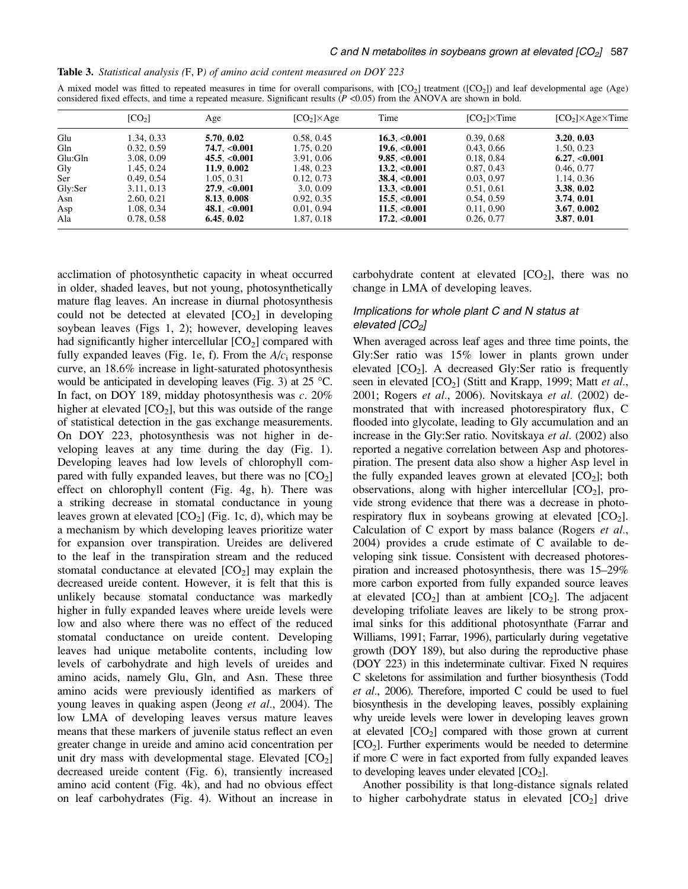**Table 3.** *Statistical analysis (F, P) of amino acid content measured on DOY 223*

A mixed model was fitted to repeated measures in time for overall comparisons, with $[CO_2]$ treatment ($[CO_2]$) and leaf developmental age (Age) considered fixed effects, and time a repeated measure. Significant results ($P$ <0.05) from the ANOVA are shown in bold.

| | $[CO_2]$ | Age | $[CO_2]$×Age | Time | $[CO_2]$×Time | $[CO_2]$×Age×Time |
|---|---|---|---|---|---|---|
| Glu | 1.34, 0.33 | **5.70**, **0.02** | 0.58, 0.45 | **16.3**, **<0.001** | 0.39, 0.68 | **3.20**, **0.03** |
| Gln | 0.32, 0.59 | **74.7**, **<0.001** | 1.75, 0.20 | **19.6**, **<0.001** | 0.43, 0.66 | 1.50, 0.23 |
| Glu:Gln | 3.08, 0.09 | **45.5**, **<0.001** | 3.91, 0.06 | **9.85**, **<0.001** | 0.18, 0.84 | **6.27**, **<0.001** |
| Gly | 1.45, 0.24 | **11.9**, **0.002** | 1.48, 0.23 | **13.2**, **<0.001** | 0.87, 0.43 | 0.46, 0.77 |
| Ser | 0.49, 0.54 | 1.05, 0.31 | 0.12, 0.73 | **38.4**, **<0.001** | 0.03, 0.97 | 1.14, 0.36 |
| Gly:Ser | 3.11, 0.13 | **27.9**, **<0.001** | 3.0, 0.09 | **13.3**, **<0.001** | 0.51, 0.61 | **3.38**, **0.02** |
| Asn | 2.60, 0.21 | **8.13**, **0.008** | 0.92, 0.35 | **15.5**, **<0.001** | 0.54, 0.59 | **3.74**, **0.01** |
| Asp | 1.08, 0.34 | **48.1**, **<0.001** | 0.01, 0.94 | **11.5**, **<0.001** | 0.11, 0.90 | **3.67**, **0.002** |
| Ala | 0.78, 0.58 | **6.45**, **0.02** | 1.87, 0.18 | **17.2**, **<0.001** | 0.26, 0.77 | **3.87**, **0.01** |

acclimation of photosynthetic capacity in wheat occurred in older, shaded leaves, but not young, photosynthetically mature flag leaves. An increase in diurnal photosynthesis could not be detected at elevated $[CO_2]$ in developing soybean leaves (Figs 1, 2); however, developing leaves had significantly higher intercellular $[CO_2]$ compared with fully expanded leaves (Fig. 1e, f). From the $A/c_i$ response curve, an 18.6% increase in light-saturated photosynthesis would be anticipated in developing leaves (Fig. 3) at 25 °C. In fact, on DOY 189, midday photosynthesis was *c*. 20% higher at elevated $[CO_2]$, but this was outside of the range of statistical detection in the gas exchange measurements. On DOY 223, photosynthesis was not higher in developing leaves at any time during the day (Fig. 1). Developing leaves had low levels of chlorophyll compared with fully expanded leaves, but there was no $[CO_2]$ effect on chlorophyll content (Fig. 4g, h). There was a striking decrease in stomatal conductance in young leaves grown at elevated $[CO_2]$ (Fig. 1c, d), which may be a mechanism by which developing leaves prioritize water for expansion over transpiration. Ureides are delivered to the leaf in the transpiration stream and the reduced stomatal conductance at elevated $[CO_2]$ may explain the decreased ureide content. However, it is felt that this is unlikely because stomatal conductance was markedly higher in fully expanded leaves where ureide levels were low and also where there was no effect of the reduced stomatal conductance on ureide content. Developing leaves had unique metabolite contents, including low levels of carbohydrate and high levels of ureides and amino acids, namely Glu, Gln, and Asn. These three amino acids were previously identified as markers of young leaves in quaking aspen (Jeong *et al*., 2004). The low LMA of developing leaves versus mature leaves means that these markers of juvenile status reflect an even greater change in ureide and amino acid concentration per unit dry mass with developmental stage. Elevated $[CO_2]$ decreased ureide content (Fig. 6), transiently increased amino acid content (Fig. 4k), and had no obvious effect on leaf carbohydrates (Fig. 4). Without an increase in carbohydrate content at elevated $[CO_2]$, there was no change in LMA of developing leaves.

### *Implications for whole plant C and N status at elevated $[CO_2]$*

When averaged across leaf ages and three time points, the Gly:Ser ratio was 15% lower in plants grown under elevated $[CO_2]$. A decreased Gly:Ser ratio is frequently seen in elevated $[CO_2]$ (Stitt and Krapp, 1999; Matt *et al*., 2001; Rogers *et al*., 2006). Novitskaya *et al*. (2002) demonstrated that with increased photorespiratory flux, C flooded into glycolate, leading to Gly accumulation and an increase in the Gly:Ser ratio. Novitskaya *et al*. (2002) also reported a negative correlation between Asp and photorespiration. The present data also show a higher Asp level in the fully expanded leaves grown at elevated $[CO_2]$; both observations, along with higher intercellular $[CO_2]$, provide strong evidence that there was a decrease in photorespiratory flux in soybeans growing at elevated $[CO_2]$. Calculation of C export by mass balance (Rogers *et al*., 2004) provides a crude estimate of C available to developing sink tissue. Consistent with decreased photorespiration and increased photosynthesis, there was 15–29% more carbon exported from fully expanded source leaves at elevated $[CO_2]$ than at ambient $[CO_2]$. The adjacent developing trifoliate leaves are likely to be strong proximal sinks for this additional photosynthate (Farrar and Williams, 1991; Farrar, 1996), particularly during vegetative growth (DOY 189), but also during the reproductive phase (DOY 223) in this indeterminate cultivar. Fixed N requires C skeletons for assimilation and further biosynthesis (Todd *et al*., 2006). Therefore, imported C could be used to fuel biosynthesis in the developing leaves, possibly explaining why ureide levels were lower in developing leaves grown at elevated $[CO_2]$ compared with those grown at current $[CO_2]$. Further experiments would be needed to determine if more C were in fact exported from fully expanded leaves to developing leaves under elevated $[CO_2]$.

Another possibility is that long-distance signals related to higher carbohydrate status in elevated $[CO_2]$ drive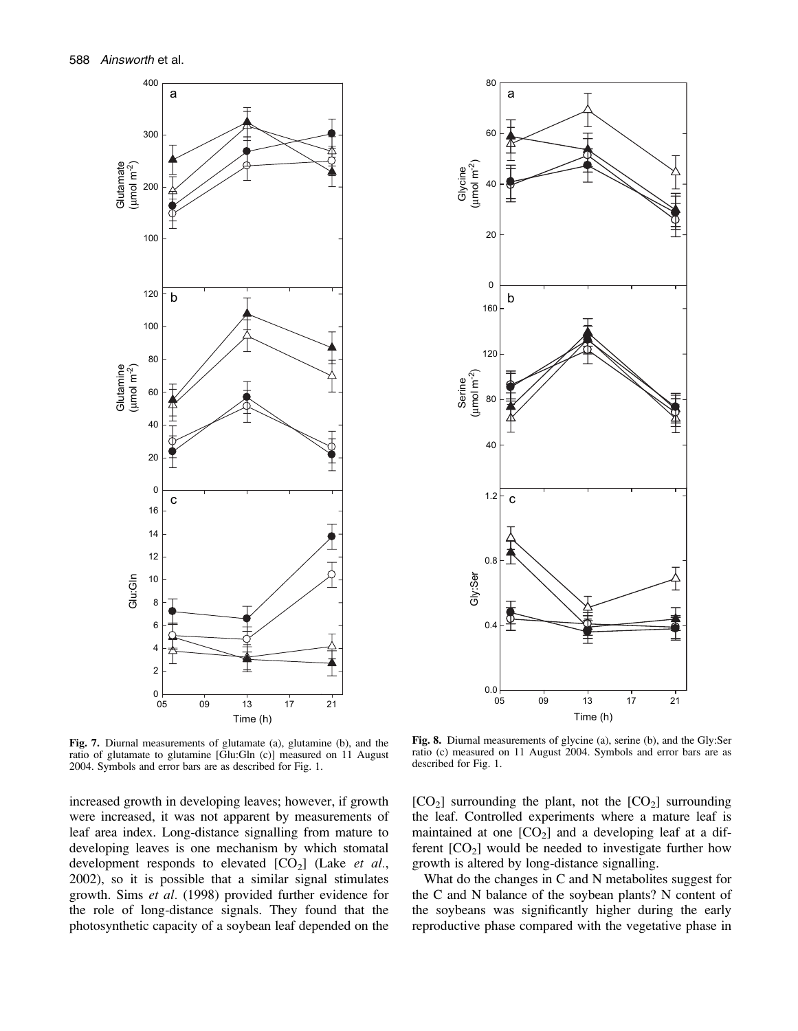**Fig. 7.** Diurnal measurements of glutamate (a), glutamine (b), and the ratio of glutamate to glutamine [Glu:Gln (c)] measured on 11 August 2004. Symbols and error bars are as described for Fig. 1.

**Fig. 8.** Diurnal measurements of glycine (a), serine (b), and the Gly:Ser ratio (c) measured on 11 August 2004. Symbols and error bars are as described for Fig. 1.

increased growth in developing leaves; however, if growth were increased, it was not apparent by measurements of leaf area index. Long-distance signalling from mature to developing leaves is one mechanism by which stomatal development responds to elevated [$CO_2$] (Lake *et al*., 2002), so it is possible that a similar signal stimulates growth. Sims *et al*. (1998) provided further evidence for the role of long-distance signals. They found that the photosynthetic capacity of a soybean leaf depended on the [$CO_2$] surrounding the plant, not the [$CO_2$] surrounding the leaf. Controlled experiments where a mature leaf is maintained at one [$CO_2$] and a developing leaf at a different [$CO_2$] would be needed to investigate further how growth is altered by long-distance signalling.

What do the changes in C and N metabolites suggest for the C and N balance of the soybean plants? N content of the soybeans was significantly higher during the early reproductive phase compared with the vegetative phase in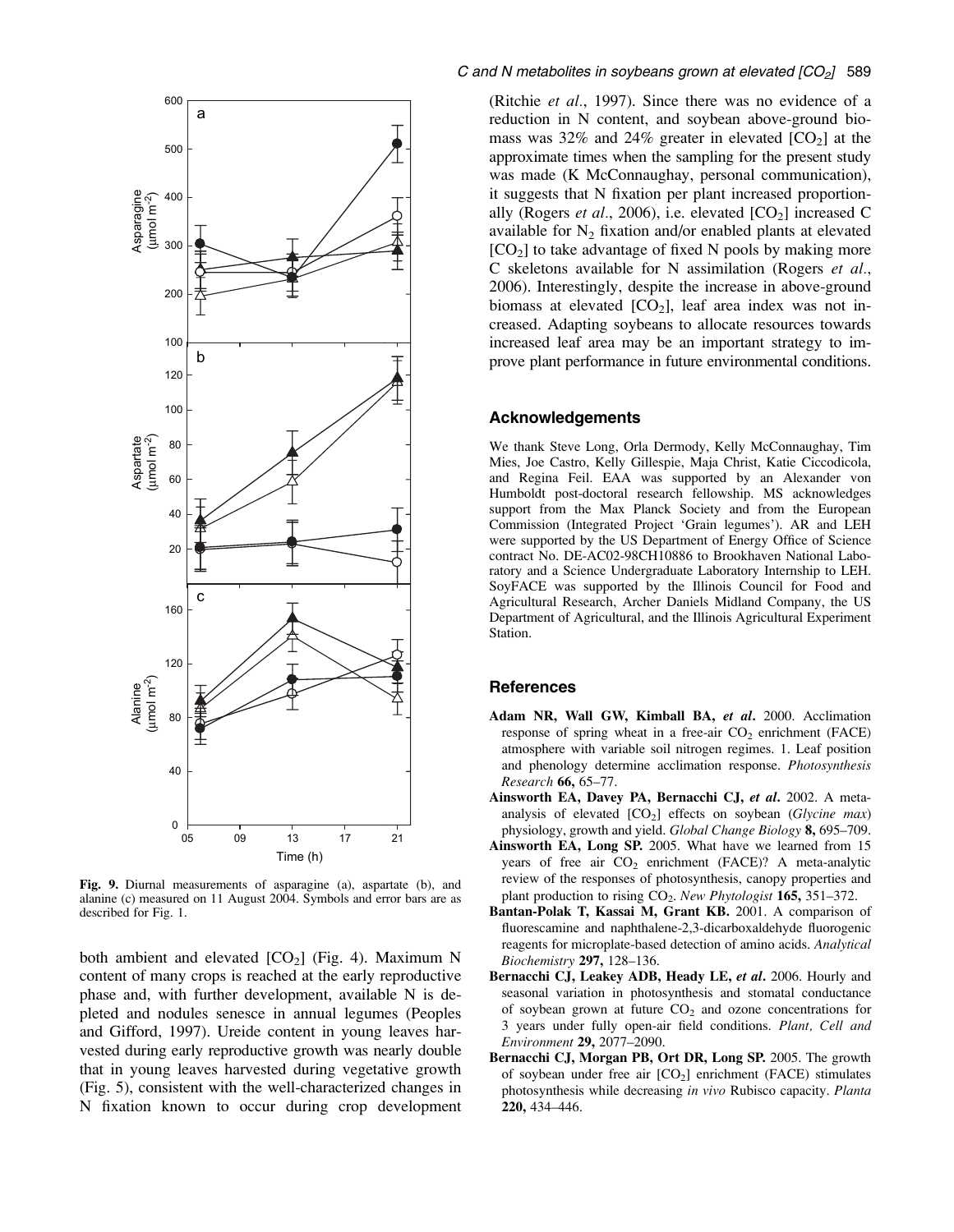**Fig. 9.** Diurnal measurements of asparagine (a), aspartate (b), and alanine (c) measured on 11 August 2004. Symbols and error bars are as described for Fig. 1.

both ambient and elevated $[CO_2]$ (Fig. 4). Maximum N content of many crops is reached at the early reproductive phase and, with further development, available N is depleted and nodules senesce in annual legumes (Peoples and Gifford, 1997). Ureide content in young leaves harvested during early reproductive growth was nearly double that in young leaves harvested during vegetative growth (Fig. 5), consistent with the well-characterized changes in N fixation known to occur during crop development (Ritchie *et al*., 1997). Since there was no evidence of a reduction in N content, and soybean above-ground biomass was 32% and 24% greater in elevated $[CO_2]$ at the approximate times when the sampling for the present study was made (K McConnaughay, personal communication), it suggests that N fixation per plant increased proportionally (Rogers *et al*., 2006), i.e. elevated $[CO_2]$ increased C available for $N_2$ fixation and/or enabled plants at elevated $[CO_2]$ to take advantage of fixed N pools by making more C skeletons available for N assimilation (Rogers *et al*., 2006). Interestingly, despite the increase in above-ground biomass at elevated $[CO_2]$, leaf area index was not increased. Adapting soybeans to allocate resources towards increased leaf area may be an important strategy to improve plant performance in future environmental conditions.

## Acknowledgements

We thank Steve Long, Orla Dermody, Kelly McConnaughay, Tim Mies, Joe Castro, Kelly Gillespie, Maja Christ, Katie Ciccodicola, and Regina Feil. EAA was supported by an Alexander von Humboldt post-doctoral research fellowship. MS acknowledges support from the Max Planck Society and from the European Commission (Integrated Project 'Grain legumes'). AR and LEH were supported by the US Department of Energy Office of Science contract No. DE-AC02-98CH10886 to Brookhaven National Laboratory and a Science Undergraduate Laboratory Internship to LEH. SoyFACE was supported by the Illinois Council for Food and Agricultural Research, Archer Daniels Midland Company, the US Department of Agricultural, and the Illinois Agricultural Experiment Station.

## References

**Adam NR, Wall GW, Kimball BA, *et al*.** 2000. Acclimation response of spring wheat in a free-air $CO_2$ enrichment (FACE) atmosphere with variable soil nitrogen regimes. 1. Leaf position and phenology determine acclimation response. *Photosynthesis Research* **66,** 65–77.

**Ainsworth EA, Davey PA, Bernacchi CJ, *et al*.** 2002. A meta-analysis of elevated $[CO_2]$ effects on soybean (*Glycine max*) physiology, growth and yield. *Global Change Biology* **8,** 695–709.

**Ainsworth EA, Long SP.** 2005. What have we learned from 15 years of free air $CO_2$ enrichment (FACE)? A meta-analytic review of the responses of photosynthesis, canopy properties and plant production to rising $CO_2$. *New Phytologist* **165,** 351–372.

**Bantan-Polak T, Kassai M, Grant KB.** 2001. A comparison of fluorescamine and naphthalene-2,3-dicarboxaldehyde fluorogenic reagents for microplate-based detection of amino acids. *Analytical Biochemistry* **297,** 128–136.

**Bernacchi CJ, Leakey ADB, Heady LE, *et al*.** 2006. Hourly and seasonal variation in photosynthesis and stomatal conductance of soybean grown at future $CO_2$ and ozone concentrations for 3 years under fully open-air field conditions. *Plant, Cell and Environment* **29,** 2077–2090.

**Bernacchi CJ, Morgan PB, Ort DR, Long SP.** 2005. The growth of soybean under free air $[CO_2]$ enrichment (FACE) stimulates photosynthesis while decreasing *in vivo* Rubisco capacity. *Planta* **220,** 434–446.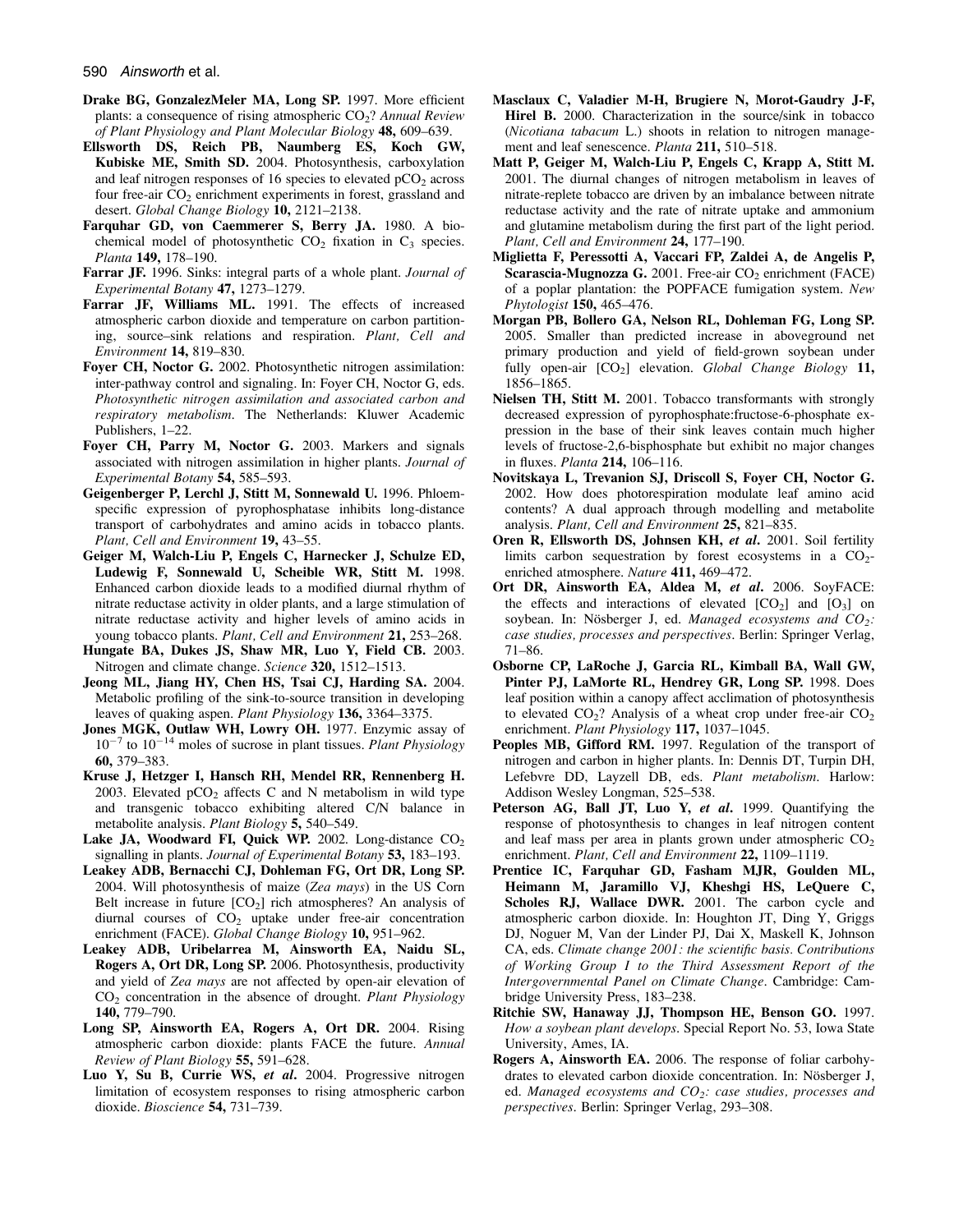**Drake BG, GonzalezMeler MA, Long SP.** 1997. More efficient plants: a consequence of rising atmospheric $CO_2$? *Annual Review of Plant Physiology and Plant Molecular Biology* **48,** 609–639.

**Ellsworth DS, Reich PB, Naumberg ES, Koch GW, Kubiske ME, Smith SD.** 2004. Photosynthesis, carboxylation and leaf nitrogen responses of 16 species to elevated $pCO_2$ across four free-air $CO_2$ enrichment experiments in forest, grassland and desert. *Global Change Biology* **10,** 2121–2138.

**Farquhar GD, von Caemmerer S, Berry JA.** 1980. A biochemical model of photosynthetic $CO_2$ fixation in $C_3$ species. *Planta* **149,** 178–190.

**Farrar JF.** 1996. Sinks: integral parts of a whole plant. *Journal of Experimental Botany* **47,** 1273–1279.

**Farrar JF, Williams ML.** 1991. The effects of increased atmospheric carbon dioxide and temperature on carbon partitioning, source–sink relations and respiration. *Plant, Cell and Environment* **14,** 819–830.

**Foyer CH, Noctor G.** 2002. Photosynthetic nitrogen assimilation: inter-pathway control and signaling. In: Foyer CH, Noctor G, eds. *Photosynthetic nitrogen assimilation and associated carbon and respiratory metabolism*. The Netherlands: Kluwer Academic Publishers, 1–22.

**Foyer CH, Parry M, Noctor G.** 2003. Markers and signals associated with nitrogen assimilation in higher plants. *Journal of Experimental Botany* **54,** 585–593.

**Geigenberger P, Lerchl J, Stitt M, Sonnewald U.** 1996. Phloem-specific expression of pyrophosphatase inhibits long-distance transport of carbohydrates and amino acids in tobacco plants. *Plant, Cell and Environment* **19,** 43–55.

**Geiger M, Walch-Liu P, Engels C, Harnecker J, Schulze ED, Ludewig F, Sonnewald U, Scheible WR, Stitt M.** 1998. Enhanced carbon dioxide leads to a modified diurnal rhythm of nitrate reductase activity in older plants, and a large stimulation of nitrate reductase activity and higher levels of amino acids in young tobacco plants. *Plant, Cell and Environment* **21,** 253–268.

**Hungate BA, Dukes JS, Shaw MR, Luo Y, Field CB.** 2003. Nitrogen and climate change. *Science* **320,** 1512–1513.

**Jeong ML, Jiang HY, Chen HS, Tsai CJ, Harding SA.** 2004. Metabolic profiling of the sink-to-source transition in developing leaves of quaking aspen. *Plant Physiology* **136,** 3364–3375.

**Jones MGK, Outlaw WH, Lowry OH.** 1977. Enzymic assay of $10^{-7}$ to $10^{-14}$ moles of sucrose in plant tissues. *Plant Physiology* **60,** 379–383.

**Kruse J, Hetzger I, Hansch RH, Mendel RR, Rennenberg H.** 2003. Elevated $pCO_2$ affects C and N metabolism in wild type and transgenic tobacco exhibiting altered C/N balance in metabolite analysis. *Plant Biology* **5,** 540–549.

**Lake JA, Woodward FI, Quick WP.** 2002. Long-distance $CO_2$ signalling in plants. *Journal of Experimental Botany* **53,** 183–193.

**Leakey ADB, Bernacchi CJ, Dohleman FG, Ort DR, Long SP.** 2004. Will photosynthesis of maize (*Zea mays*) in the US Corn Belt increase in future $[CO_2]$ rich atmospheres? An analysis of diurnal courses of $CO_2$ uptake under free-air concentration enrichment (FACE). *Global Change Biology* **10,** 951–962.

**Leakey ADB, Uribelarrea M, Ainsworth EA, Naidu SL, Rogers A, Ort DR, Long SP.** 2006. Photosynthesis, productivity and yield of *Zea mays* are not affected by open-air elevation of $CO_2$ concentration in the absence of drought. *Plant Physiology* **140,** 779–790.

**Long SP, Ainsworth EA, Rogers A, Ort DR.** 2004. Rising atmospheric carbon dioxide: plants FACE the future. *Annual Review of Plant Biology* **55,** 591–628.

**Luo Y, Su B, Currie WS, *et al*.** 2004. Progressive nitrogen limitation of ecosystem responses to rising atmospheric carbon dioxide. *Bioscience* **54,** 731–739.

**Masclaux C, Valadier M-H, Brugiere N, Morot-Gaudry J-F, Hirel B.** 2000. Characterization in the source/sink in tobacco (*Nicotiana tabacum* L.) shoots in relation to nitrogen management and leaf senescence. *Planta* **211,** 510–518.

**Matt P, Geiger M, Walch-Liu P, Engels C, Krapp A, Stitt M.** 2001. The diurnal changes of nitrogen metabolism in leaves of nitrate-replete tobacco are driven by an imbalance between nitrate reductase activity and the rate of nitrate uptake and ammonium and glutamine metabolism during the first part of the light period. *Plant, Cell and Environment* **24,** 177–190.

**Miglietta F, Peressotti A, Vaccari FP, Zaldei A, de Angelis P, Scarascia-Mugnozza G.** 2001. Free-air $CO_2$ enrichment (FACE) of a poplar plantation: the POPFACE fumigation system. *New Phytologist* **150,** 465–476.

**Morgan PB, Bollero GA, Nelson RL, Dohleman FG, Long SP.** 2005. Smaller than predicted increase in aboveground net primary production and yield of field-grown soybean under fully open-air $[CO_2]$ elevation. *Global Change Biology* **11,** 1856–1865.

**Nielsen TH, Stitt M.** 2001. Tobacco transformants with strongly decreased expression of pyrophosphate:fructose-6-phosphate expression in the base of their sink leaves contain much higher levels of fructose-2,6-bisphosphate but exhibit no major changes in fluxes. *Planta* **214,** 106–116.

**Novitskaya L, Trevanion SJ, Driscoll S, Foyer CH, Noctor G.** 2002. How does photorespiration modulate leaf amino acid contents? A dual approach through modelling and metabolite analysis. *Plant, Cell and Environment* **25,** 821–835.

**Oren R, Ellsworth DS, Johnsen KH, *et al*.** 2001. Soil fertility limits carbon sequestration by forest ecosystems in a $CO_2$-enriched atmosphere. *Nature* **411,** 469–472.

**Ort DR, Ainsworth EA, Aldea M, *et al*.** 2006. SoyFACE: the effects and interactions of elevated $[CO_2]$ and $[O_3]$ on soybean. In: Nösberger J, ed. *Managed ecosystems and $CO_2$: case studies, processes and perspectives*. Berlin: Springer Verlag, 71–86.

**Osborne CP, LaRoche J, Garcia RL, Kimball BA, Wall GW, Pinter PJ, LaMorte RL, Hendrey GR, Long SP.** 1998. Does leaf position within a canopy affect acclimation of photosynthesis to elevated $CO_2$? Analysis of a wheat crop under free-air $CO_2$ enrichment. *Plant Physiology* **117,** 1037–1045.

**Peoples MB, Gifford RM.** 1997. Regulation of the transport of nitrogen and carbon in higher plants. In: Dennis DT, Turpin DH, Lefebvre DD, Layzell DB, eds. *Plant metabolism*. Harlow: Addison Wesley Longman, 525–538.

**Peterson AG, Ball JT, Luo Y, *et al*.** 1999. Quantifying the response of photosynthesis to changes in leaf nitrogen content and leaf mass per area in plants grown under atmospheric $CO_2$ enrichment. *Plant, Cell and Environment* **22,** 1109–1119.

**Prentice IC, Farquhar GD, Fasham MJR, Goulden ML, Heimann M, Jaramillo VJ, Kheshgi HS, LeQuere C, Scholes RJ, Wallace DWR.** 2001. The carbon cycle and atmospheric carbon dioxide. In: Houghton JT, Ding Y, Griggs DJ, Noguer M, Van der Linder PJ, Dai X, Maskell K, Johnson CA, eds. *Climate change 2001: the scientific basis. Contributions of Working Group I to the Third Assessment Report of the Intergovernmental Panel on Climate Change*. Cambridge: Cambridge University Press, 183–238.

**Ritchie SW, Hanaway JJ, Thompson HE, Benson GO.** 1997. *How a soybean plant develops*. Special Report No. 53, Iowa State University, Ames, IA.

**Rogers A, Ainsworth EA.** 2006. The response of foliar carbohydrates to elevated carbon dioxide concentration. In: Nösberger J, ed. *Managed ecosystems and $CO_2$: case studies, processes and perspectives*. Berlin: Springer Verlag, 293–308.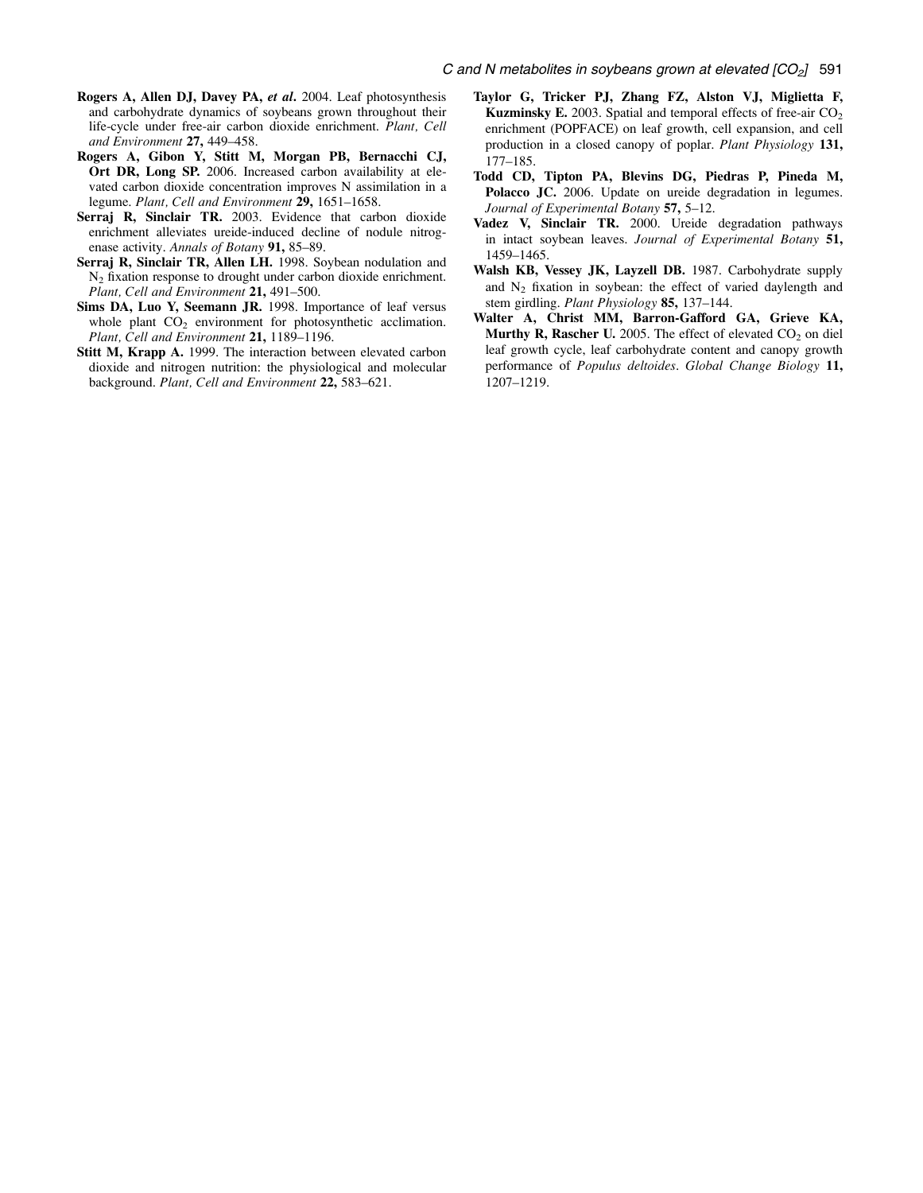**Rogers A, Allen DJ, Davey PA, *et al*.** 2004. Leaf photosynthesis and carbohydrate dynamics of soybeans grown throughout their life-cycle under free-air carbon dioxide enrichment. *Plant, Cell and Environment* **27,** 449–458.

**Rogers A, Gibon Y, Stitt M, Morgan PB, Bernacchi CJ, Ort DR, Long SP.** 2006. Increased carbon availability at elevated carbon dioxide concentration improves N assimilation in a legume. *Plant, Cell and Environment* **29,** 1651–1658.

**Serraj R, Sinclair TR.** 2003. Evidence that carbon dioxide enrichment alleviates ureide-induced decline of nodule nitrogenase activity. *Annals of Botany* **91,** 85–89.

**Serraj R, Sinclair TR, Allen LH.** 1998. Soybean nodulation and $N_2$ fixation response to drought under carbon dioxide enrichment. *Plant, Cell and Environment* **21,** 491–500.

**Sims DA, Luo Y, Seemann JR.** 1998. Importance of leaf versus whole plant $CO_2$ environment for photosynthetic acclimation. *Plant, Cell and Environment* **21,** 1189–1196.

**Stitt M, Krapp A.** 1999. The interaction between elevated carbon dioxide and nitrogen nutrition: the physiological and molecular background. *Plant, Cell and Environment* **22,** 583–621.

**Taylor G, Tricker PJ, Zhang FZ, Alston VJ, Miglietta F, Kuzminsky E.** 2003. Spatial and temporal effects of free-air $CO_2$ enrichment (POPFACE) on leaf growth, cell expansion, and cell production in a closed canopy of poplar. *Plant Physiology* **131,** 177–185.

**Todd CD, Tipton PA, Blevins DG, Piedras P, Pineda M, Polacco JC.** 2006. Update on ureide degradation in legumes. *Journal of Experimental Botany* **57,** 5–12.

**Vadez V, Sinclair TR.** 2000. Ureide degradation pathways in intact soybean leaves. *Journal of Experimental Botany* **51,** 1459–1465.

**Walsh KB, Vessey JK, Layzell DB.** 1987. Carbohydrate supply and $N_2$ fixation in soybean: the effect of varied daylength and stem girdling. *Plant Physiology* **85,** 137–144.

**Walter A, Christ MM, Barron-Gafford GA, Grieve KA, Murthy R, Rascher U.** 2005. The effect of elevated $CO_2$ on diel leaf growth cycle, leaf carbohydrate content and canopy growth performance of *Populus deltoides*. *Global Change Biology* **11,** 1207–1219.